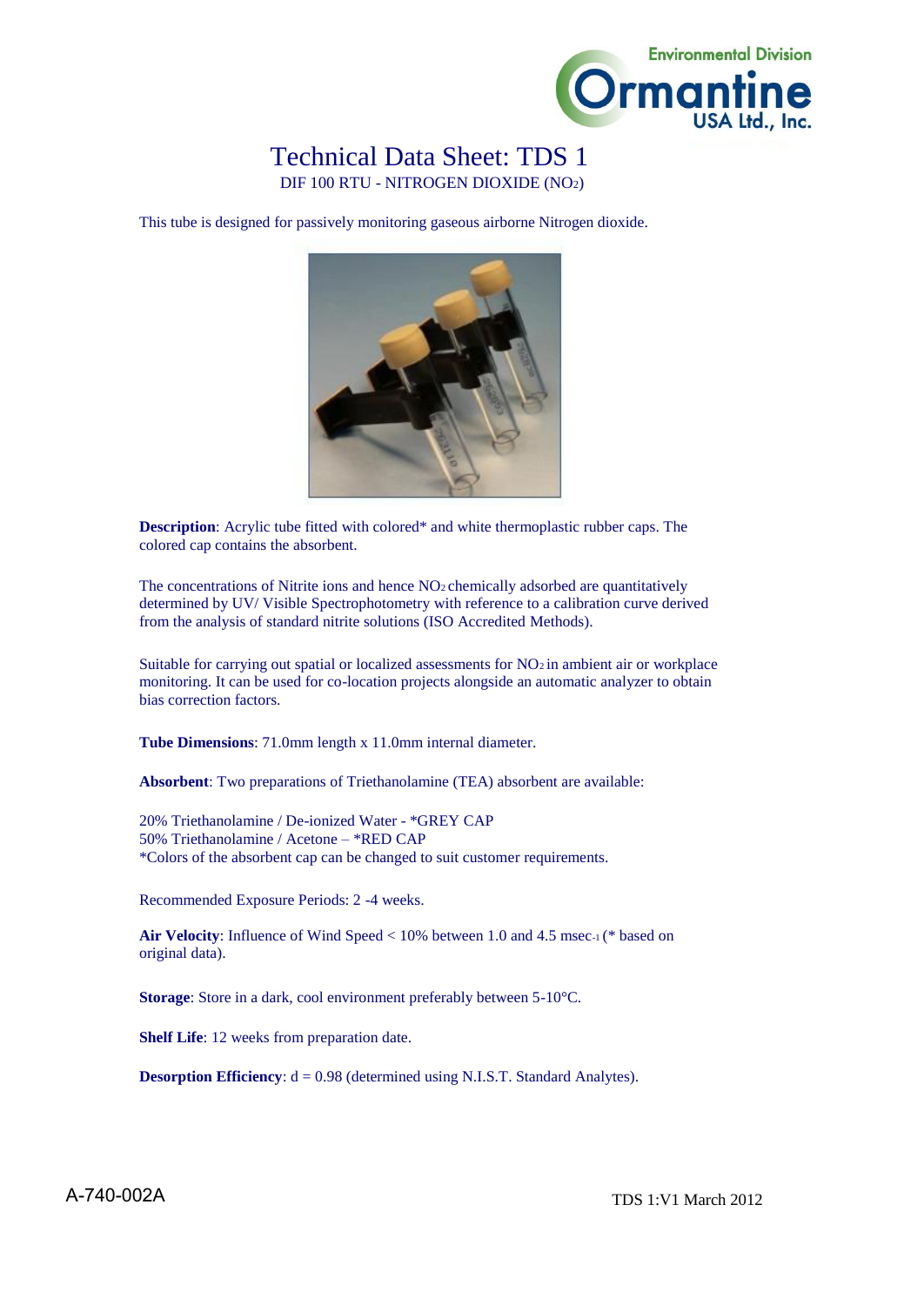Environmental Division

Ormantine USA Ltd., Inc.

# Technical Data Sheet: TDS 1

DIF 100 RTU - NITROGEN DIOXIDE ($NO_2$)

This tube is designed for passively monitoring gaseous airborne Nitrogen dioxide.

**Description**: Acrylic tube fitted with colored* and white thermoplastic rubber caps. The colored cap contains the absorbent.

The concentrations of Nitrite ions and hence $NO_2$ chemically adsorbed are quantitatively determined by UV/ Visible Spectrophotometry with reference to a calibration curve derived from the analysis of standard nitrite solutions (ISO Accredited Methods).

Suitable for carrying out spatial or localized assessments for $NO_2$ in ambient air or workplace monitoring. It can be used for co-location projects alongside an automatic analyzer to obtain bias correction factors.

**Tube Dimensions**: 71.0mm length x 11.0mm internal diameter.

**Absorbent**: Two preparations of Triethanolamine (TEA) absorbent are available:

20% Triethanolamine / De-ionized Water - *GREY CAP
50% Triethanolamine / Acetone – *RED CAP
*Colors of the absorbent cap can be changed to suit customer requirements.

Recommended Exposure Periods: 2 -4 weeks.

**Air Velocity**: Influence of Wind Speed < 10% between 1.0 and 4.5 $msec^{-1}$ (* based on original data).

**Storage**: Store in a dark, cool environment preferably between 5-10°C.

**Shelf Life**: 12 weeks from preparation date.

**Desorption Efficiency**: d = 0.98 (determined using N.I.S.T. Standard Analytes).

A-740-002A

TDS 1:V1 March 2012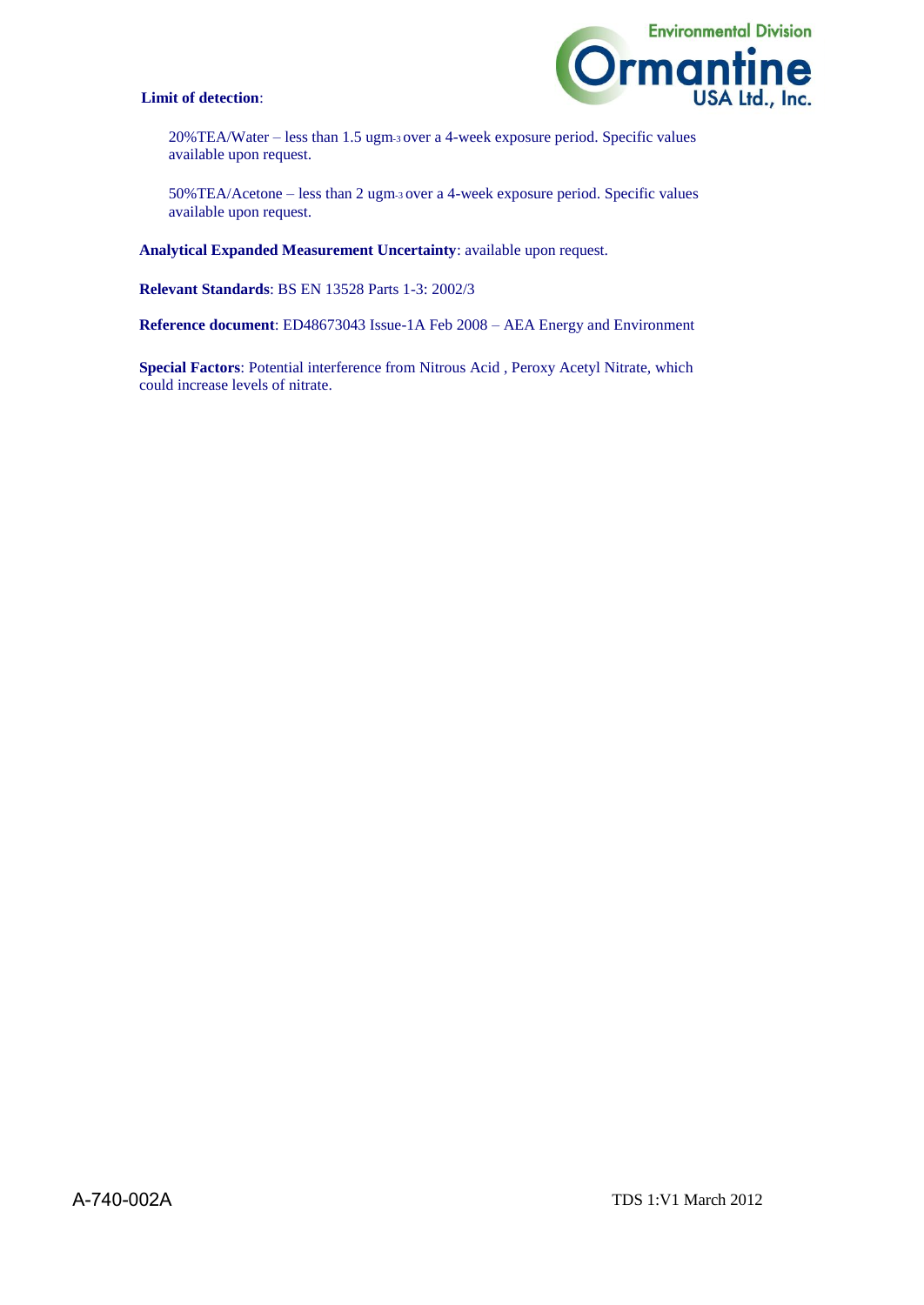**Limit of detection**:

20%TEA/Water – less than 1.5 $ugm^{-3}$ over a 4-week exposure period. Specific values available upon request.

50%TEA/Acetone – less than 2 $ugm^{-3}$ over a 4-week exposure period. Specific values available upon request.

**Analytical Expanded Measurement Uncertainty**: available upon request.

**Relevant Standards**: BS EN 13528 Parts 1-3: 2002/3

**Reference document**: ED48673043 Issue-1A Feb 2008 – AEA Energy and Environment

**Special Factors**: Potential interference from Nitrous Acid , Peroxy Acetyl Nitrate, which could increase levels of nitrate.

A-740-002A

TDS 1:V1 March 2012